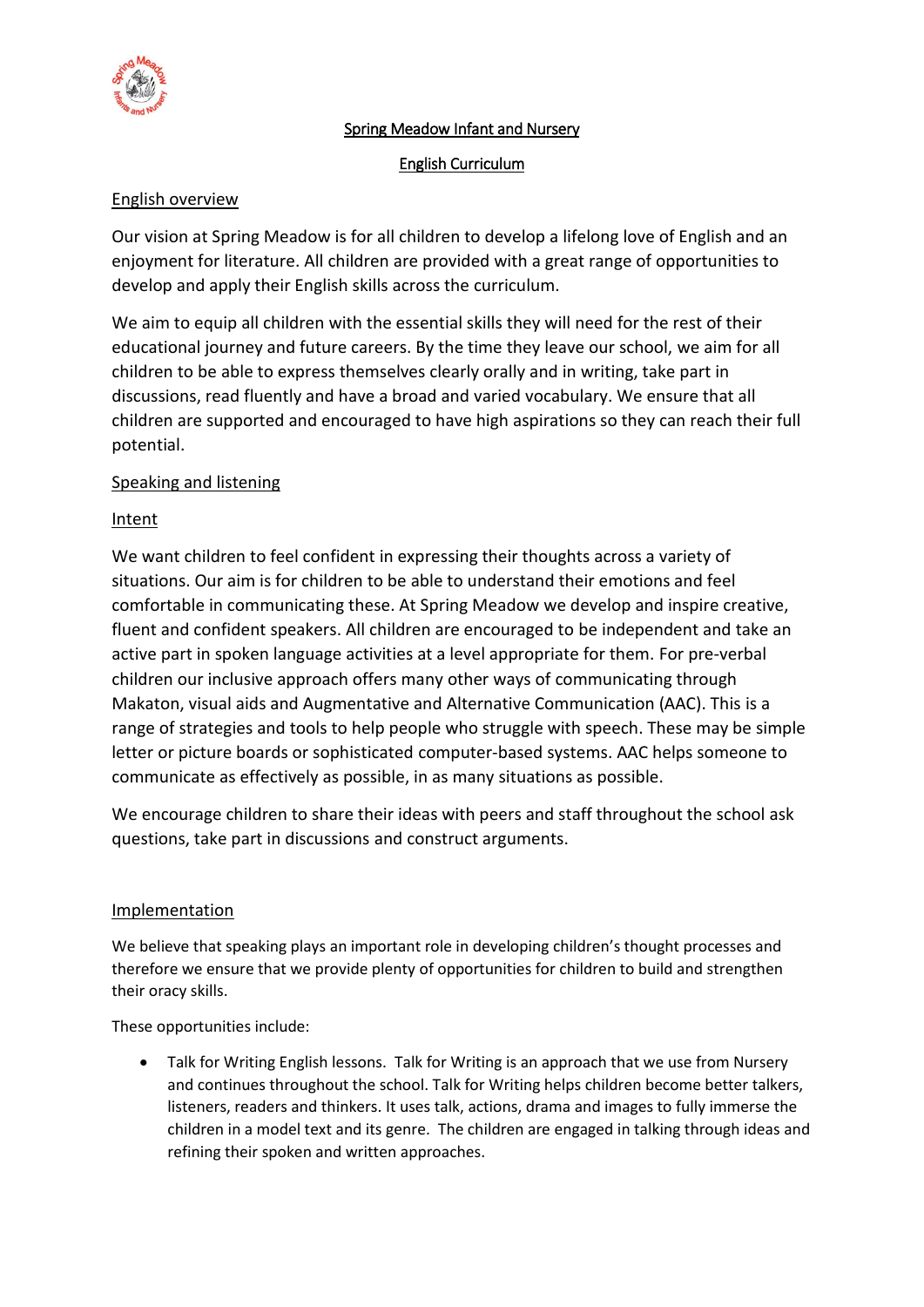# Spring Meadow Infant and Nursery

## English Curriculum

### English overview

Our vision at Spring Meadow is for all children to develop a lifelong love of English and an enjoyment for literature. All children are provided with a great range of opportunities to develop and apply their English skills across the curriculum.

We aim to equip all children with the essential skills they will need for the rest of their educational journey and future careers. By the time they leave our school, we aim for all children to be able to express themselves clearly orally and in writing, take part in discussions, read fluently and have a broad and varied vocabulary. We ensure that all children are supported and encouraged to have high aspirations so they can reach their full potential.

### Speaking and listening

#### Intent

We want children to feel confident in expressing their thoughts across a variety of situations. Our aim is for children to be able to understand their emotions and feel comfortable in communicating these. At Spring Meadow we develop and inspire creative, fluent and confident speakers. All children are encouraged to be independent and take an active part in spoken language activities at a level appropriate for them. For pre-verbal children our inclusive approach offers many other ways of communicating through Makaton, visual aids and Augmentative and Alternative Communication (AAC). This is a range of strategies and tools to help people who struggle with speech. These may be simple letter or picture boards or sophisticated computer-based systems. AAC helps someone to communicate as effectively as possible, in as many situations as possible.

We encourage children to share their ideas with peers and staff throughout the school ask questions, take part in discussions and construct arguments.

#### Implementation

We believe that speaking plays an important role in developing children's thought processes and therefore we ensure that we provide plenty of opportunities for children to build and strengthen their oracy skills.

These opportunities include:

- Talk for Writing English lessons. Talk for Writing is an approach that we use from Nursery and continues throughout the school. Talk for Writing helps children become better talkers, listeners, readers and thinkers. It uses talk, actions, drama and images to fully immerse the children in a model text and its genre. The children are engaged in talking through ideas and refining their spoken and written approaches.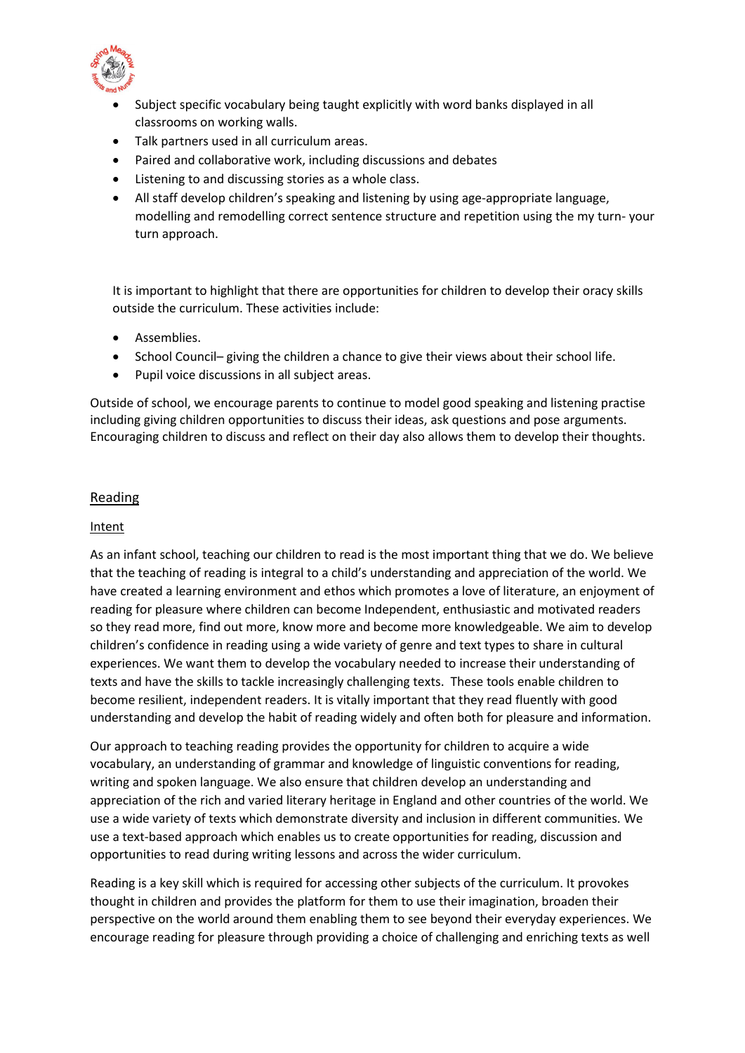- Subject specific vocabulary being taught explicitly with word banks displayed in all classrooms on working walls.
- Talk partners used in all curriculum areas.
- Paired and collaborative work, including discussions and debates
- Listening to and discussing stories as a whole class.
- All staff develop children's speaking and listening by using age-appropriate language, modelling and remodelling correct sentence structure and repetition using the my turn- your turn approach.

It is important to highlight that there are opportunities for children to develop their oracy skills outside the curriculum. These activities include:

- Assemblies.
- School Council– giving the children a chance to give their views about their school life.
- Pupil voice discussions in all subject areas.

Outside of school, we encourage parents to continue to model good speaking and listening practise including giving children opportunities to discuss their ideas, ask questions and pose arguments. Encouraging children to discuss and reflect on their day also allows them to develop their thoughts.

## Reading

### Intent

As an infant school, teaching our children to read is the most important thing that we do. We believe that the teaching of reading is integral to a child's understanding and appreciation of the world. We have created a learning environment and ethos which promotes a love of literature, an enjoyment of reading for pleasure where children can become Independent, enthusiastic and motivated readers so they read more, find out more, know more and become more knowledgeable. We aim to develop children's confidence in reading using a wide variety of genre and text types to share in cultural experiences. We want them to develop the vocabulary needed to increase their understanding of texts and have the skills to tackle increasingly challenging texts. These tools enable children to become resilient, independent readers. It is vitally important that they read fluently with good understanding and develop the habit of reading widely and often both for pleasure and information.

Our approach to teaching reading provides the opportunity for children to acquire a wide vocabulary, an understanding of grammar and knowledge of linguistic conventions for reading, writing and spoken language. We also ensure that children develop an understanding and appreciation of the rich and varied literary heritage in England and other countries of the world. We use a wide variety of texts which demonstrate diversity and inclusion in different communities. We use a text-based approach which enables us to create opportunities for reading, discussion and opportunities to read during writing lessons and across the wider curriculum.

Reading is a key skill which is required for accessing other subjects of the curriculum. It provokes thought in children and provides the platform for them to use their imagination, broaden their perspective on the world around them enabling them to see beyond their everyday experiences. We encourage reading for pleasure through providing a choice of challenging and enriching texts as well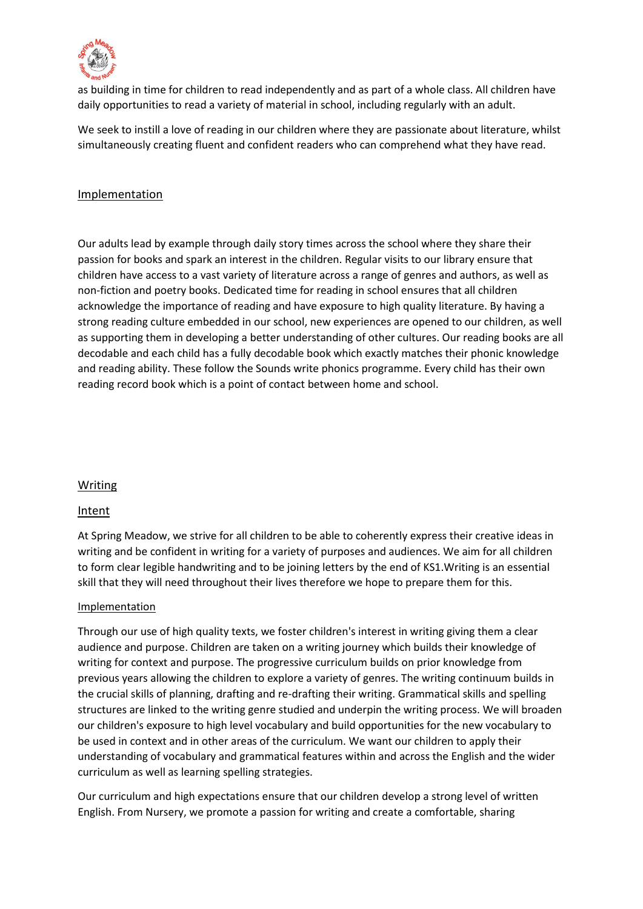as building in time for children to read independently and as part of a whole class. All children have daily opportunities to read a variety of material in school, including regularly with an adult.

We seek to instill a love of reading in our children where they are passionate about literature, whilst simultaneously creating fluent and confident readers who can comprehend what they have read.

## Implementation

Our adults lead by example through daily story times across the school where they share their passion for books and spark an interest in the children. Regular visits to our library ensure that children have access to a vast variety of literature across a range of genres and authors, as well as non-fiction and poetry books. Dedicated time for reading in school ensures that all children acknowledge the importance of reading and have exposure to high quality literature. By having a strong reading culture embedded in our school, new experiences are opened to our children, as well as supporting them in developing a better understanding of other cultures. Our reading books are all decodable and each child has a fully decodable book which exactly matches their phonic knowledge and reading ability. These follow the Sounds write phonics programme. Every child has their own reading record book which is a point of contact between home and school.

# Writing

## Intent

At Spring Meadow, we strive for all children to be able to coherently express their creative ideas in writing and be confident in writing for a variety of purposes and audiences. We aim for all children to form clear legible handwriting and to be joining letters by the end of KS1.Writing is an essential skill that they will need throughout their lives therefore we hope to prepare them for this.

## Implementation

Through our use of high quality texts, we foster children's interest in writing giving them a clear audience and purpose. Children are taken on a writing journey which builds their knowledge of writing for context and purpose. The progressive curriculum builds on prior knowledge from previous years allowing the children to explore a variety of genres. The writing continuum builds in the crucial skills of planning, drafting and re-drafting their writing. Grammatical skills and spelling structures are linked to the writing genre studied and underpin the writing process. We will broaden our children's exposure to high level vocabulary and build opportunities for the new vocabulary to be used in context and in other areas of the curriculum. We want our children to apply their understanding of vocabulary and grammatical features within and across the English and the wider curriculum as well as learning spelling strategies.

Our curriculum and high expectations ensure that our children develop a strong level of written English. From Nursery, we promote a passion for writing and create a comfortable, sharing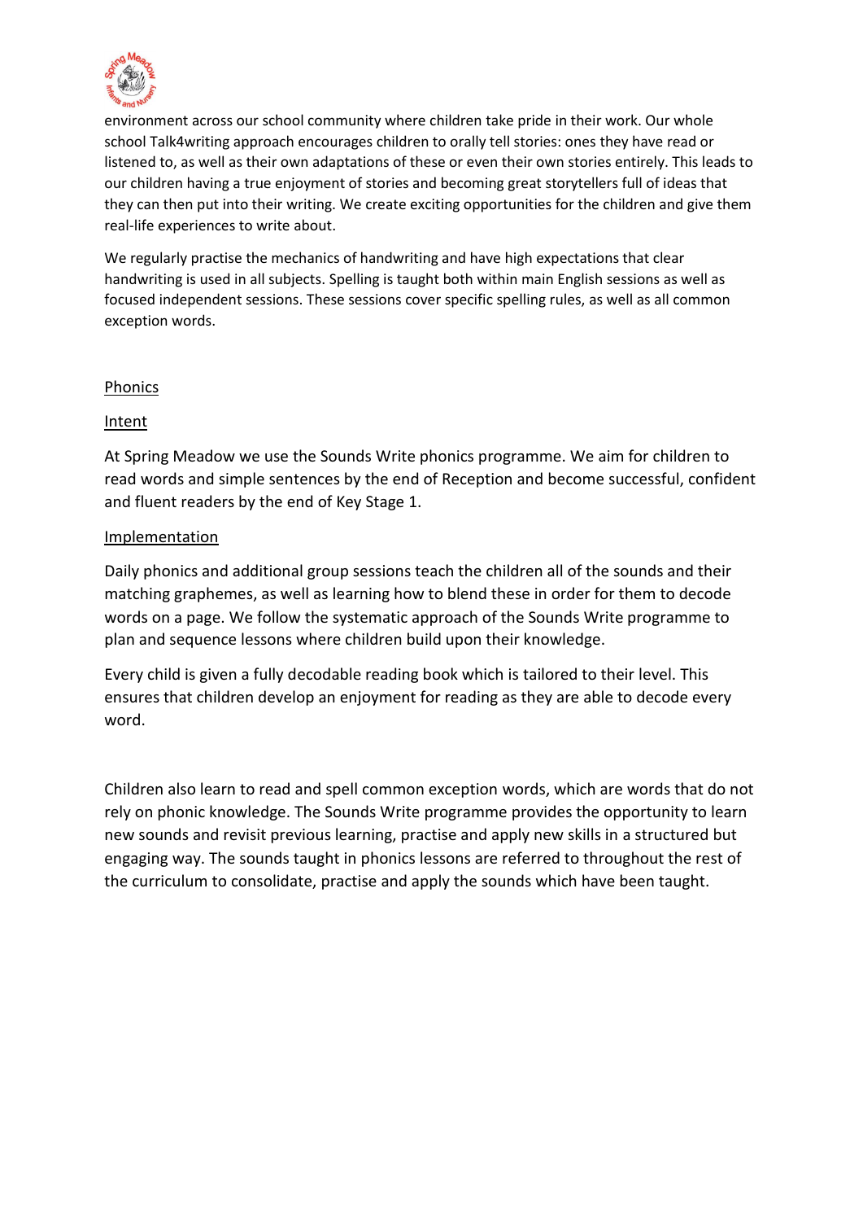environment across our school community where children take pride in their work. Our whole school Talk4writing approach encourages children to orally tell stories: ones they have read or listened to, as well as their own adaptations of these or even their own stories entirely. This leads to our children having a true enjoyment of stories and becoming great storytellers full of ideas that they can then put into their writing. We create exciting opportunities for the children and give them real-life experiences to write about.

We regularly practise the mechanics of handwriting and have high expectations that clear handwriting is used in all subjects. Spelling is taught both within main English sessions as well as focused independent sessions. These sessions cover specific spelling rules, as well as all common exception words.

## Phonics

### Intent

At Spring Meadow we use the Sounds Write phonics programme. We aim for children to read words and simple sentences by the end of Reception and become successful, confident and fluent readers by the end of Key Stage 1.

### Implementation

Daily phonics and additional group sessions teach the children all of the sounds and their matching graphemes, as well as learning how to blend these in order for them to decode words on a page. We follow the systematic approach of the Sounds Write programme to plan and sequence lessons where children build upon their knowledge.

Every child is given a fully decodable reading book which is tailored to their level. This ensures that children develop an enjoyment for reading as they are able to decode every word.

Children also learn to read and spell common exception words, which are words that do not rely on phonic knowledge. The Sounds Write programme provides the opportunity to learn new sounds and revisit previous learning, practise and apply new skills in a structured but engaging way. The sounds taught in phonics lessons are referred to throughout the rest of the curriculum to consolidate, practise and apply the sounds which have been taught.